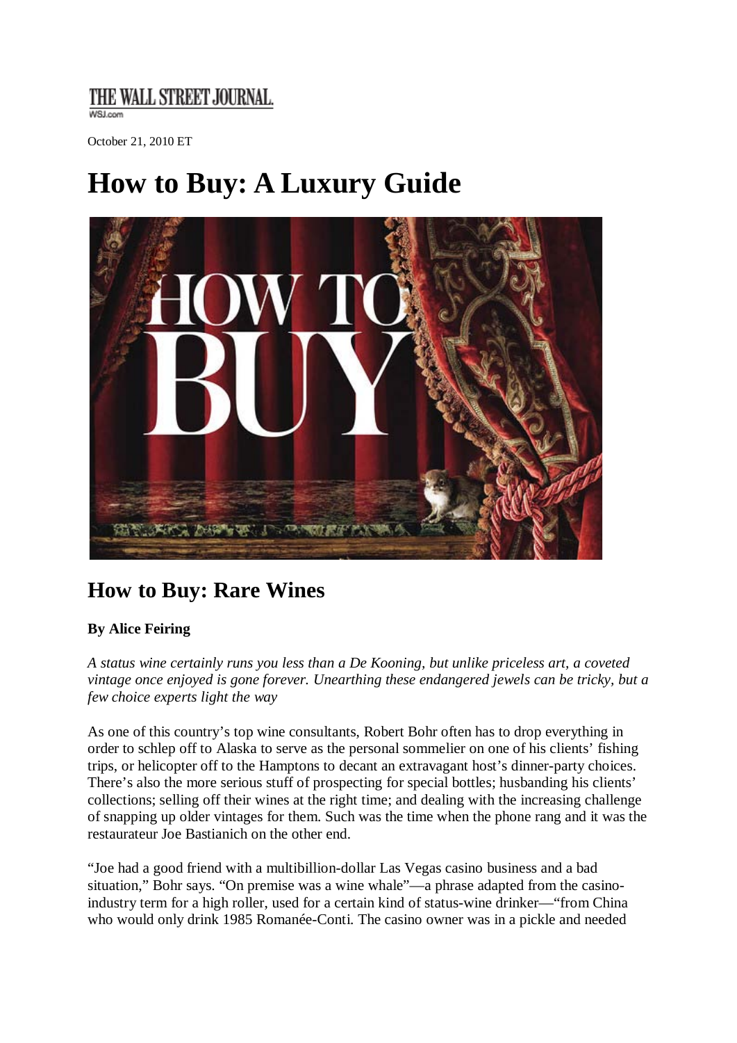THE WALL STREET JOURNAL.
WSJ.com

October 21, 2010 ET

# How to Buy: A Luxury Guide

## How to Buy: Rare Wines

**By Alice Feiring**

*A status wine certainly runs you less than a De Kooning, but unlike priceless art, a coveted vintage once enjoyed is gone forever. Unearthing these endangered jewels can be tricky, but a few choice experts light the way*

As one of this country's top wine consultants, Robert Bohr often has to drop everything in order to schlep off to Alaska to serve as the personal sommelier on one of his clients' fishing trips, or helicopter off to the Hamptons to decant an extravagant host's dinner-party choices. There's also the more serious stuff of prospecting for special bottles; husbanding his clients' collections; selling off their wines at the right time; and dealing with the increasing challenge of snapping up older vintages for them. Such was the time when the phone rang and it was the restaurateur Joe Bastianich on the other end.

"Joe had a good friend with a multibillion-dollar Las Vegas casino business and a bad situation," Bohr says. "On premise was a wine whale"—a phrase adapted from the casino-industry term for a high roller, used for a certain kind of status-wine drinker—"from China who would only drink 1985 Romanée-Conti. The casino owner was in a pickle and needed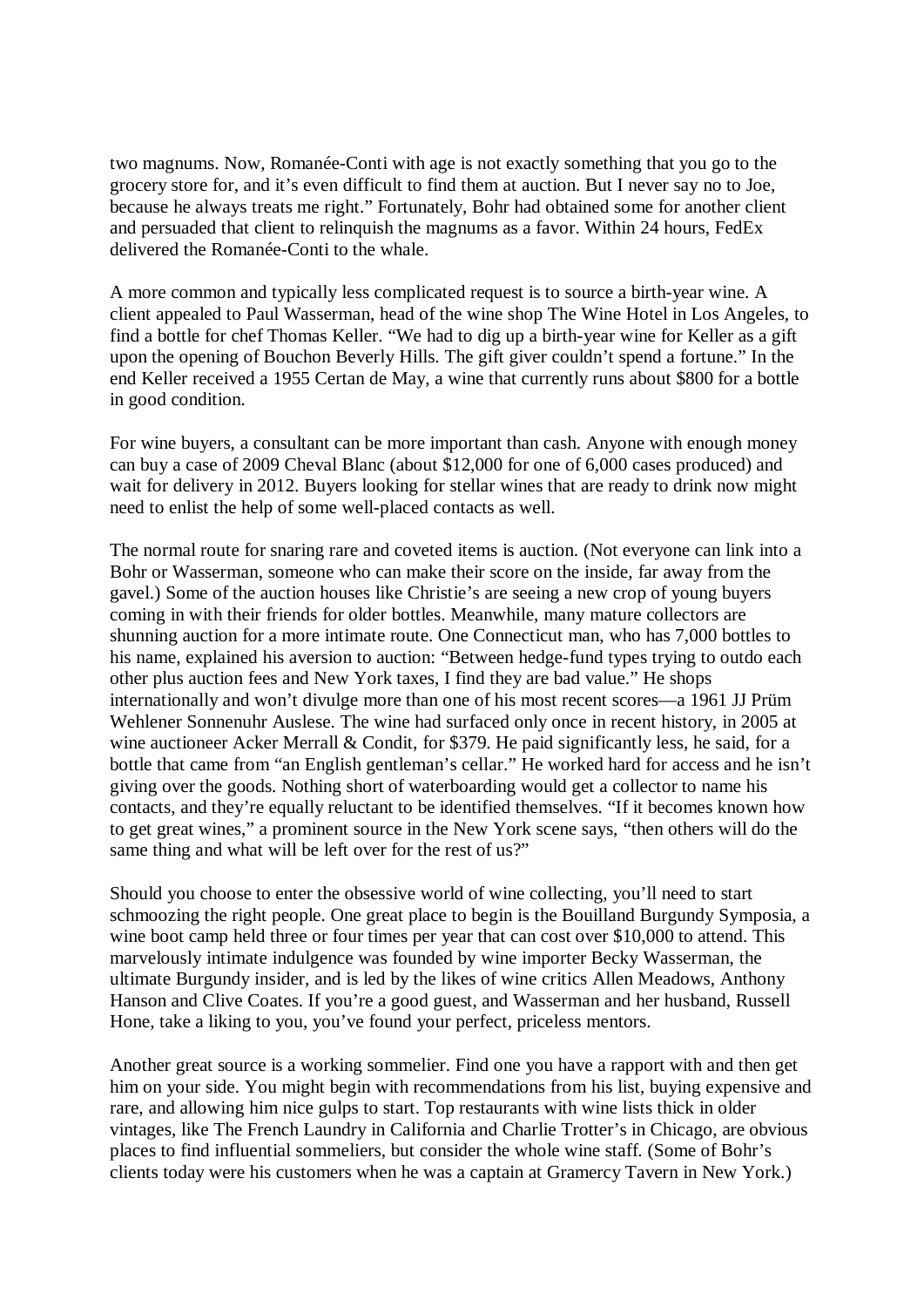two magnums. Now, Romanée-Conti with age is not exactly something that you go to the grocery store for, and it's even difficult to find them at auction. But I never say no to Joe, because he always treats me right." Fortunately, Bohr had obtained some for another client and persuaded that client to relinquish the magnums as a favor. Within 24 hours, FedEx delivered the Romanée-Conti to the whale.

A more common and typically less complicated request is to source a birth-year wine. A client appealed to Paul Wasserman, head of the wine shop The Wine Hotel in Los Angeles, to find a bottle for chef Thomas Keller. "We had to dig up a birth-year wine for Keller as a gift upon the opening of Bouchon Beverly Hills. The gift giver couldn't spend a fortune." In the end Keller received a 1955 Certan de May, a wine that currently runs about $800 for a bottle in good condition.

For wine buyers, a consultant can be more important than cash. Anyone with enough money can buy a case of 2009 Cheval Blanc (about $12,000 for one of 6,000 cases produced) and wait for delivery in 2012. Buyers looking for stellar wines that are ready to drink now might need to enlist the help of some well-placed contacts as well.

The normal route for snaring rare and coveted items is auction. (Not everyone can link into a Bohr or Wasserman, someone who can make their score on the inside, far away from the gavel.) Some of the auction houses like Christie's are seeing a new crop of young buyers coming in with their friends for older bottles. Meanwhile, many mature collectors are shunning auction for a more intimate route. One Connecticut man, who has 7,000 bottles to his name, explained his aversion to auction: "Between hedge-fund types trying to outdo each other plus auction fees and New York taxes, I find they are bad value." He shops internationally and won't divulge more than one of his most recent scores—a 1961 JJ Prüm Wehlener Sonnenuhr Auslese. The wine had surfaced only once in recent history, in 2005 at wine auctioneer Acker Merrall & Condit, for $379. He paid significantly less, he said, for a bottle that came from "an English gentleman's cellar." He worked hard for access and he isn't giving over the goods. Nothing short of waterboarding would get a collector to name his contacts, and they're equally reluctant to be identified themselves. "If it becomes known how to get great wines," a prominent source in the New York scene says, "then others will do the same thing and what will be left over for the rest of us?"

Should you choose to enter the obsessive world of wine collecting, you'll need to start schmoozing the right people. One great place to begin is the Bouilland Burgundy Symposia, a wine boot camp held three or four times per year that can cost over $10,000 to attend. This marvelously intimate indulgence was founded by wine importer Becky Wasserman, the ultimate Burgundy insider, and is led by the likes of wine critics Allen Meadows, Anthony Hanson and Clive Coates. If you're a good guest, and Wasserman and her husband, Russell Hone, take a liking to you, you've found your perfect, priceless mentors.

Another great source is a working sommelier. Find one you have a rapport with and then get him on your side. You might begin with recommendations from his list, buying expensive and rare, and allowing him nice gulps to start. Top restaurants with wine lists thick in older vintages, like The French Laundry in California and Charlie Trotter's in Chicago, are obvious places to find influential sommeliers, but consider the whole wine staff. (Some of Bohr's clients today were his customers when he was a captain at Gramercy Tavern in New York.)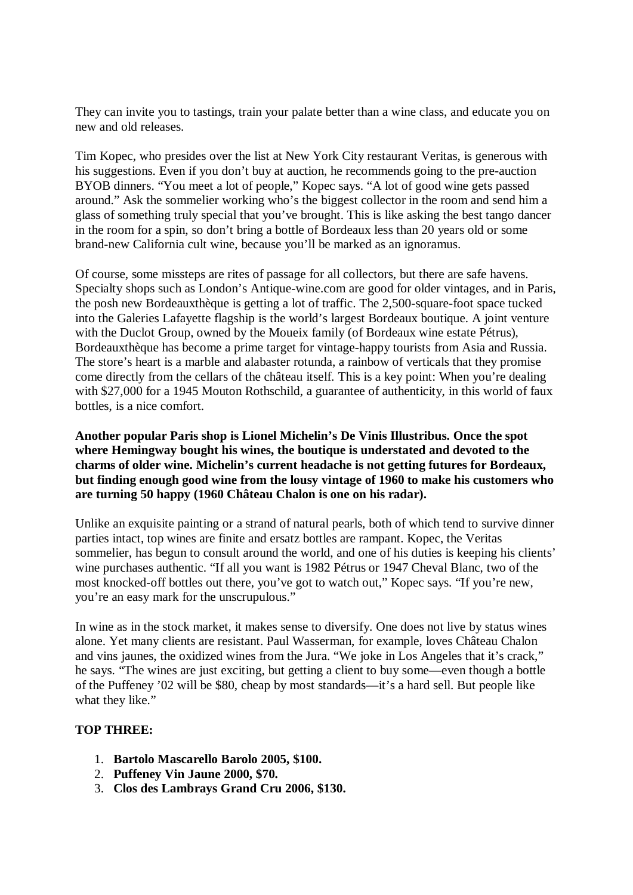They can invite you to tastings, train your palate better than a wine class, and educate you on new and old releases.

Tim Kopec, who presides over the list at New York City restaurant Veritas, is generous with his suggestions. Even if you don't buy at auction, he recommends going to the pre-auction BYOB dinners. "You meet a lot of people," Kopec says. "A lot of good wine gets passed around." Ask the sommelier working who's the biggest collector in the room and send him a glass of something truly special that you've brought. This is like asking the best tango dancer in the room for a spin, so don't bring a bottle of Bordeaux less than 20 years old or some brand-new California cult wine, because you'll be marked as an ignoramus.

Of course, some missteps are rites of passage for all collectors, but there are safe havens. Specialty shops such as London's Antique-wine.com are good for older vintages, and in Paris, the posh new Bordeauxthèque is getting a lot of traffic. The 2,500-square-foot space tucked into the Galeries Lafayette flagship is the world's largest Bordeaux boutique. A joint venture with the Duclot Group, owned by the Moueix family (of Bordeaux wine estate Pétrus), Bordeauxthèque has become a prime target for vintage-happy tourists from Asia and Russia. The store's heart is a marble and alabaster rotunda, a rainbow of verticals that they promise come directly from the cellars of the château itself. This is a key point: When you're dealing with $27,000 for a 1945 Mouton Rothschild, a guarantee of authenticity, in this world of faux bottles, is a nice comfort.

**Another popular Paris shop is Lionel Michelin's De Vinis Illustribus. Once the spot where Hemingway bought his wines, the boutique is understated and devoted to the charms of older wine. Michelin's current headache is not getting futures for Bordeaux, but finding enough good wine from the lousy vintage of 1960 to make his customers who are turning 50 happy (1960 Château Chalon is one on his radar).**

Unlike an exquisite painting or a strand of natural pearls, both of which tend to survive dinner parties intact, top wines are finite and ersatz bottles are rampant. Kopec, the Veritas sommelier, has begun to consult around the world, and one of his duties is keeping his clients' wine purchases authentic. "If all you want is 1982 Pétrus or 1947 Cheval Blanc, two of the most knocked-off bottles out there, you've got to watch out," Kopec says. "If you're new, you're an easy mark for the unscrupulous."

In wine as in the stock market, it makes sense to diversify. One does not live by status wines alone. Yet many clients are resistant. Paul Wasserman, for example, loves Château Chalon and vins jaunes, the oxidized wines from the Jura. "We joke in Los Angeles that it's crack," he says. "The wines are just exciting, but getting a client to buy some—even though a bottle of the Puffeney '02 will be $80, cheap by most standards—it's a hard sell. But people like what they like."

**TOP THREE:**

1. **Bartolo Mascarello Barolo 2005, $100.**
2. **Puffeney Vin Jaune 2000, $70.**
3. **Clos des Lambrays Grand Cru 2006, $130.**